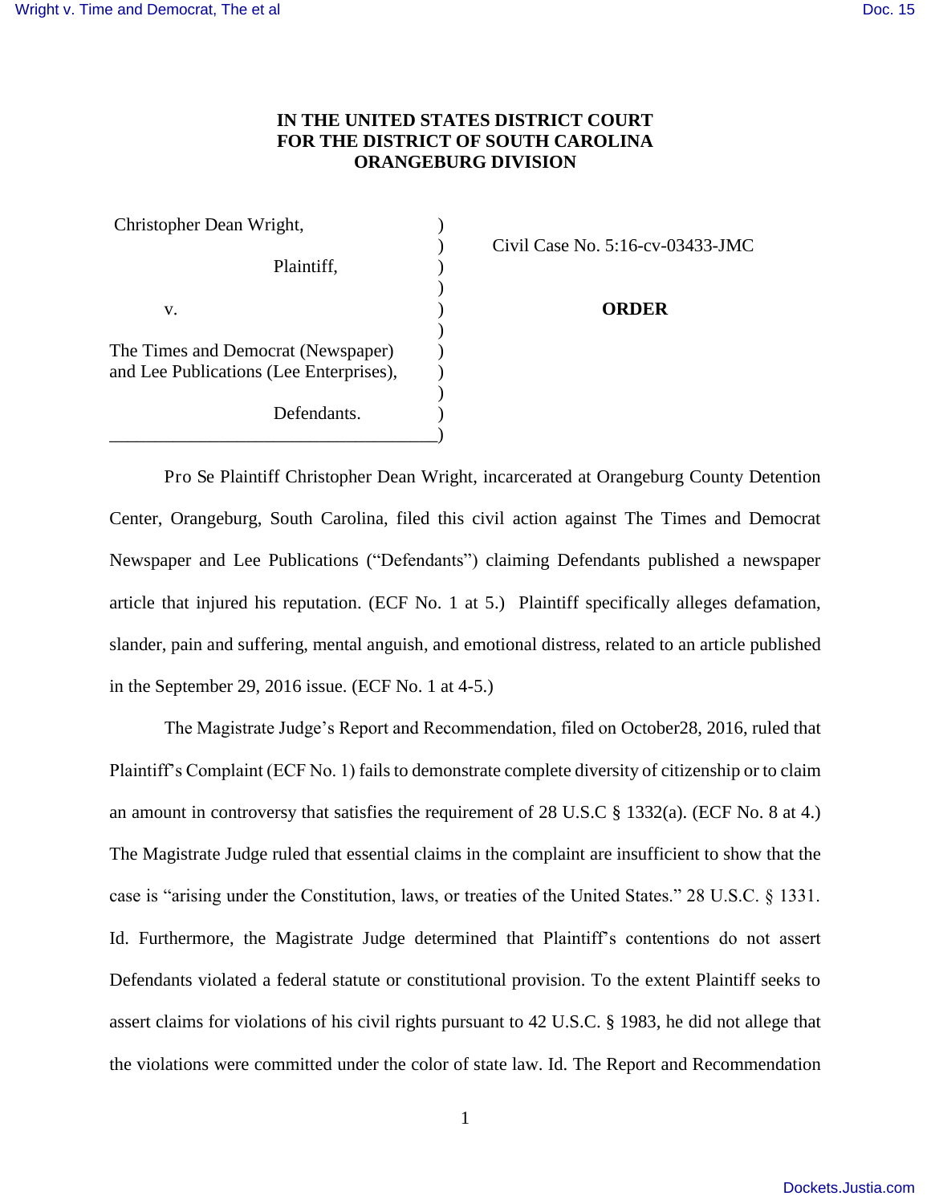**IN THE UNITED STATES DISTRICT COURT**
**FOR THE DISTRICT OF SOUTH CAROLINA**
**ORANGEBURG DIVISION**

| | | |
|---|---|---|
| Christopher Dean Wright, | ) | |
| | ) | Civil Case No. 5:16-cv-03433-JMC |
| Plaintiff, | ) | |
| | ) | |
| v. | ) | **ORDER** |
| | ) | |
| The Times and Democrat (Newspaper) and Lee Publications (Lee Enterprises), | ) | |
| | ) | |
| Defendants. | ) | |

Pro Se Plaintiff Christopher Dean Wright, incarcerated at Orangeburg County Detention Center, Orangeburg, South Carolina, filed this civil action against The Times and Democrat Newspaper and Lee Publications ("Defendants") claiming Defendants published a newspaper article that injured his reputation. (ECF No. 1 at 5.) Plaintiff specifically alleges defamation, slander, pain and suffering, mental anguish, and emotional distress, related to an article published in the September 29, 2016 issue. (ECF No. 1 at 4-5.)

The Magistrate Judge's Report and Recommendation, filed on October28, 2016, ruled that Plaintiff's Complaint (ECF No. 1) fails to demonstrate complete diversity of citizenship or to claim an amount in controversy that satisfies the requirement of 28 U.S.C § 1332(a). (ECF No. 8 at 4.) The Magistrate Judge ruled that essential claims in the complaint are insufficient to show that the case is "arising under the Constitution, laws, or treaties of the United States." 28 U.S.C. § 1331. Id. Furthermore, the Magistrate Judge determined that Plaintiff's contentions do not assert Defendants violated a federal statute or constitutional provision. To the extent Plaintiff seeks to assert claims for violations of his civil rights pursuant to 42 U.S.C. § 1983, he did not allege that the violations were committed under the color of state law. Id. The Report and Recommendation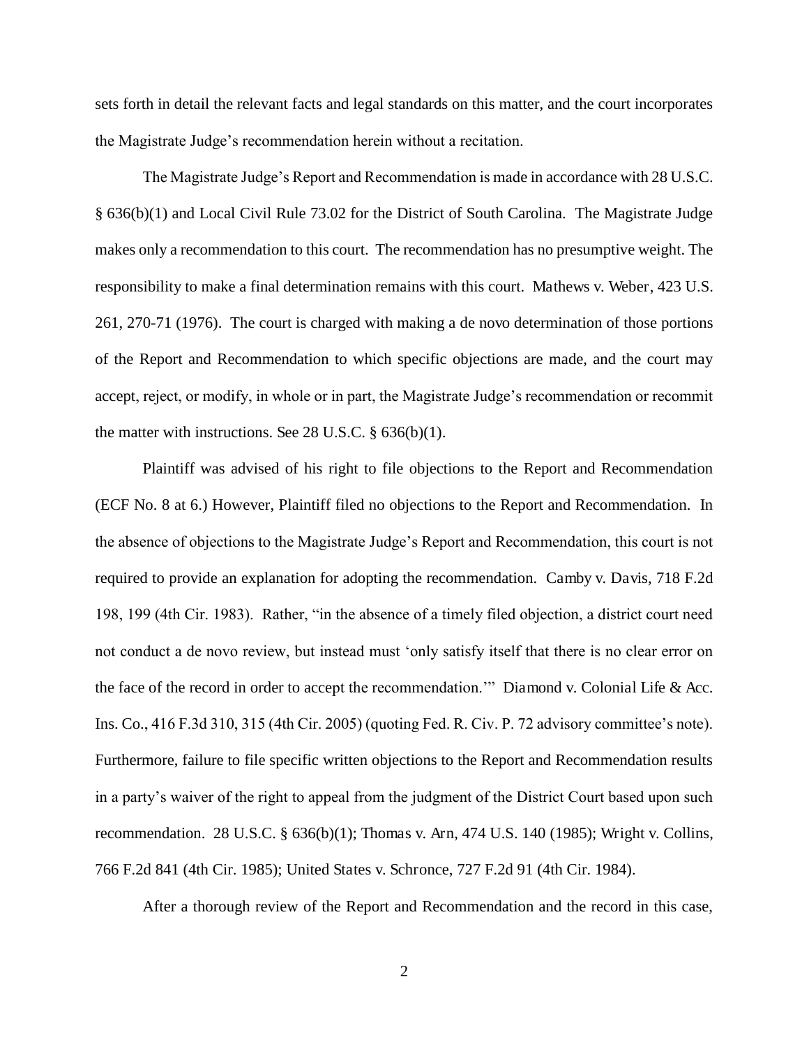sets forth in detail the relevant facts and legal standards on this matter, and the court incorporates the Magistrate Judge's recommendation herein without a recitation.

The Magistrate Judge's Report and Recommendation is made in accordance with 28 U.S.C. § 636(b)(1) and Local Civil Rule 73.02 for the District of South Carolina. The Magistrate Judge makes only a recommendation to this court. The recommendation has no presumptive weight. The responsibility to make a final determination remains with this court. Mathews v. Weber, 423 U.S. 261, 270-71 (1976). The court is charged with making a de novo determination of those portions of the Report and Recommendation to which specific objections are made, and the court may accept, reject, or modify, in whole or in part, the Magistrate Judge's recommendation or recommit the matter with instructions. See 28 U.S.C. § 636(b)(1).

Plaintiff was advised of his right to file objections to the Report and Recommendation (ECF No. 8 at 6.) However, Plaintiff filed no objections to the Report and Recommendation. In the absence of objections to the Magistrate Judge's Report and Recommendation, this court is not required to provide an explanation for adopting the recommendation. Camby v. Davis, 718 F.2d 198, 199 (4th Cir. 1983). Rather, "in the absence of a timely filed objection, a district court need not conduct a de novo review, but instead must 'only satisfy itself that there is no clear error on the face of the record in order to accept the recommendation.'" Diamond v. Colonial Life & Acc. Ins. Co., 416 F.3d 310, 315 (4th Cir. 2005) (quoting Fed. R. Civ. P. 72 advisory committee's note). Furthermore, failure to file specific written objections to the Report and Recommendation results in a party's waiver of the right to appeal from the judgment of the District Court based upon such recommendation. 28 U.S.C. § 636(b)(1); Thomas v. Arn, 474 U.S. 140 (1985); Wright v. Collins, 766 F.2d 841 (4th Cir. 1985); United States v. Schronce, 727 F.2d 91 (4th Cir. 1984).

After a thorough review of the Report and Recommendation and the record in this case,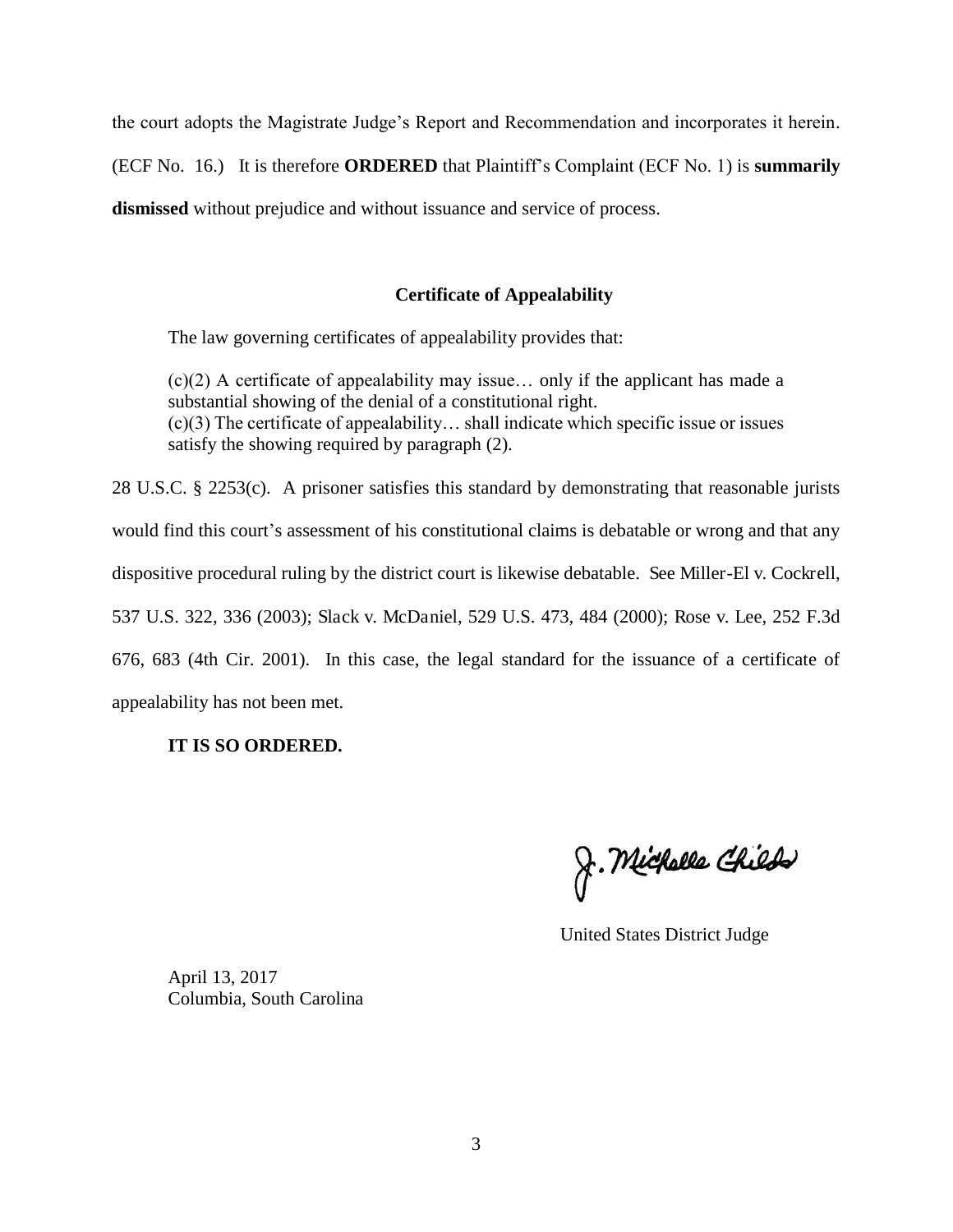the court adopts the Magistrate Judge's Report and Recommendation and incorporates it herein. (ECF No. 16.) It is therefore **ORDERED** that Plaintiff's Complaint (ECF No. 1) is **summarily dismissed** without prejudice and without issuance and service of process.

**Certificate of Appealability**

The law governing certificates of appealability provides that:

> (c)(2) A certificate of appealability may issue… only if the applicant has made a substantial showing of the denial of a constitutional right.
> (c)(3) The certificate of appealability… shall indicate which specific issue or issues satisfy the showing required by paragraph (2).

28 U.S.C. § 2253(c). A prisoner satisfies this standard by demonstrating that reasonable jurists would find this court's assessment of his constitutional claims is debatable or wrong and that any dispositive procedural ruling by the district court is likewise debatable. See Miller-El v. Cockrell, 537 U.S. 322, 336 (2003); Slack v. McDaniel, 529 U.S. 473, 484 (2000); Rose v. Lee, 252 F.3d 676, 683 (4th Cir. 2001). In this case, the legal standard for the issuance of a certificate of appealability has not been met.

**IT IS SO ORDERED.**

J. Michelle Childs

United States District Judge

April 13, 2017
Columbia, South Carolina